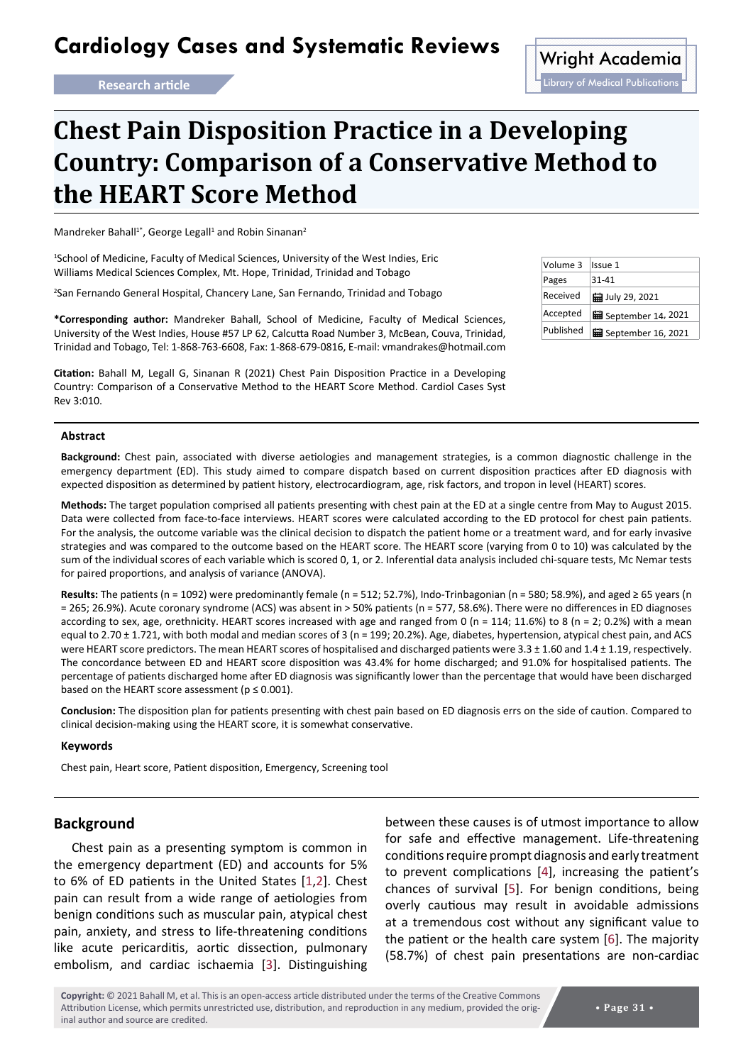Cardiology Cases and Systematic Reviews

Research article

# Chest Pain Disposition Practice in a Developing Country: Comparison of a Conservative Method to the HEART Score Method

Mandreker Bahall[1*], George Legall[1] and Robin Sinanan[2]

[1]School of Medicine, Faculty of Medical Sciences, University of the West Indies, Eric Williams Medical Sciences Complex, Mt. Hope, Trinidad, Trinidad and Tobago

[2]San Fernando General Hospital, Chancery Lane, San Fernando, Trinidad and Tobago

**\*Corresponding author:** Mandreker Bahall, School of Medicine, Faculty of Medical Sciences, University of the West Indies, House #57 LP 62, Calcutta Road Number 3, McBean, Couva, Trinidad, Trinidad and Tobago, Tel: 1-868-763-6608, Fax: 1-868-679-0816, E-mail: vmandrakes@hotmail.com

**Citation:** Bahall M, Legall G, Sinanan R (2021) Chest Pain Disposition Practice in a Developing Country: Comparison of a Conservative Method to the HEART Score Method. Cardiol Cases Syst Rev 3:010.

| Volume 3 | Issue 1 |
|---|---|
| Pages | 31-41 |
| Received | July 29, 2021 |
| Accepted | September 14, 2021 |
| Published | September 16, 2021 |

### Abstract

**Background:** Chest pain, associated with diverse aetiologies and management strategies, is a common diagnostic challenge in the emergency department (ED). This study aimed to compare dispatch based on current disposition practices after ED diagnosis with expected disposition as determined by patient history, electrocardiogram, age, risk factors, and tropon in level (HEART) scores.

**Methods:** The target population comprised all patients presenting with chest pain at the ED at a single centre from May to August 2015. Data were collected from face-to-face interviews. HEART scores were calculated according to the ED protocol for chest pain patients. For the analysis, the outcome variable was the clinical decision to dispatch the patient home or a treatment ward, and for early invasive strategies and was compared to the outcome based on the HEART score. The HEART score (varying from 0 to 10) was calculated by the sum of the individual scores of each variable which is scored 0, 1, or 2. Inferential data analysis included chi-square tests, Mc Nemar tests for paired proportions, and analysis of variance (ANOVA).

**Results:** The patients (n = 1092) were predominantly female (n = 512; 52.7%), Indo-Trinbagonian (n = 580; 58.9%), and aged ≥ 65 years (n = 265; 26.9%). Acute coronary syndrome (ACS) was absent in > 50% patients (n = 577, 58.6%). There were no differences in ED diagnoses according to sex, age, orethnicity. HEART scores increased with age and ranged from 0 (n = 114; 11.6%) to 8 (n = 2; 0.2%) with a mean equal to 2.70 ± 1.721, with both modal and median scores of 3 (n = 199; 20.2%). Age, diabetes, hypertension, atypical chest pain, and ACS were HEART score predictors. The mean HEART scores of hospitalised and discharged patients were 3.3 ± 1.60 and 1.4 ± 1.19, respectively. The concordance between ED and HEART score disposition was 43.4% for home discharged; and 91.0% for hospitalised patients. The percentage of patients discharged home after ED diagnosis was significantly lower than the percentage that would have been discharged based on the HEART score assessment (p ≤ 0.001).

**Conclusion:** The disposition plan for patients presenting with chest pain based on ED diagnosis errs on the side of caution. Compared to clinical decision-making using the HEART score, it is somewhat conservative.

#### Keywords

Chest pain, Heart score, Patient disposition, Emergency, Screening tool

## Background

Chest pain as a presenting symptom is common in the emergency department (ED) and accounts for 5% to 6% of ED patients in the United States [1,2]. Chest pain can result from a wide range of aetiologies from benign conditions such as muscular pain, atypical chest pain, anxiety, and stress to life-threatening conditions like acute pericarditis, aortic dissection, pulmonary embolism, and cardiac ischaemia [3]. Distinguishing between these causes is of utmost importance to allow for safe and effective management. Life-threatening conditions require prompt diagnosis and early treatment to prevent complications [4], increasing the patient's chances of survival [5]. For benign conditions, being overly cautious may result in avoidable admissions at a tremendous cost without any significant value to the patient or the health care system [6]. The majority (58.7%) of chest pain presentations are non-cardiac

**Copyright:** © 2021 Bahall M, et al. This is an open-access article distributed under the terms of the Creative Commons Attribution License, which permits unrestricted use, distribution, and reproduction in any medium, provided the original author and source are credited.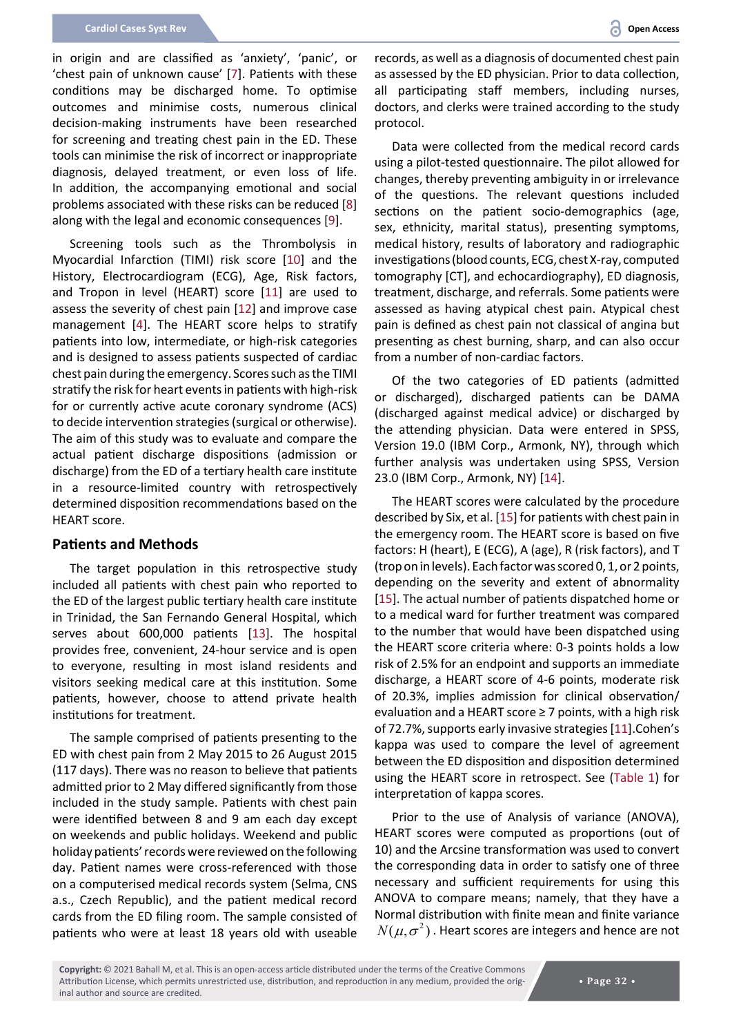in origin and are classified as 'anxiety', 'panic', or 'chest pain of unknown cause' [7]. Patients with these conditions may be discharged home. To optimise outcomes and minimise costs, numerous clinical decision-making instruments have been researched for screening and treating chest pain in the ED. These tools can minimise the risk of incorrect or inappropriate diagnosis, delayed treatment, or even loss of life. In addition, the accompanying emotional and social problems associated with these risks can be reduced [8] along with the legal and economic consequences [9].

Screening tools such as the Thrombolysis in Myocardial Infarction (TIMI) risk score [10] and the History, Electrocardiogram (ECG), Age, Risk factors, and Tropon in level (HEART) score [11] are used to assess the severity of chest pain [12] and improve case management [4]. The HEART score helps to stratify patients into low, intermediate, or high-risk categories and is designed to assess patients suspected of cardiac chest pain during the emergency. Scores such as the TIMI stratify the risk for heart events in patients with high-risk for or currently active acute coronary syndrome (ACS) to decide intervention strategies (surgical or otherwise). The aim of this study was to evaluate and compare the actual patient discharge dispositions (admission or discharge) from the ED of a tertiary health care institute in a resource-limited country with retrospectively determined disposition recommendations based on the HEART score.

## Patients and Methods

The target population in this retrospective study included all patients with chest pain who reported to the ED of the largest public tertiary health care institute in Trinidad, the San Fernando General Hospital, which serves about 600,000 patients [13]. The hospital provides free, convenient, 24-hour service and is open to everyone, resulting in most island residents and visitors seeking medical care at this institution. Some patients, however, choose to attend private health institutions for treatment.

The sample comprised of patients presenting to the ED with chest pain from 2 May 2015 to 26 August 2015 (117 days). There was no reason to believe that patients admitted prior to 2 May differed significantly from those included in the study sample. Patients with chest pain were identified between 8 and 9 am each day except on weekends and public holidays. Weekend and public holiday patients' records were reviewed on the following day. Patient names were cross-referenced with those on a computerised medical records system (Selma, CNS a.s., Czech Republic), and the patient medical record cards from the ED filing room. The sample consisted of patients who were at least 18 years old with useable records, as well as a diagnosis of documented chest pain as assessed by the ED physician. Prior to data collection, all participating staff members, including nurses, doctors, and clerks were trained according to the study protocol.

Data were collected from the medical record cards using a pilot-tested questionnaire. The pilot allowed for changes, thereby preventing ambiguity in or irrelevance of the questions. The relevant questions included sections on the patient socio-demographics (age, sex, ethnicity, marital status), presenting symptoms, medical history, results of laboratory and radiographic investigations (blood counts, ECG, chest X-ray, computed tomography [CT], and echocardiography), ED diagnosis, treatment, discharge, and referrals. Some patients were assessed as having atypical chest pain. Atypical chest pain is defined as chest pain not classical of angina but presenting as chest burning, sharp, and can also occur from a number of non-cardiac factors.

Of the two categories of ED patients (admitted or discharged), discharged patients can be DAMA (discharged against medical advice) or discharged by the attending physician. Data were entered in SPSS, Version 19.0 (IBM Corp., Armonk, NY), through which further analysis was undertaken using SPSS, Version 23.0 (IBM Corp., Armonk, NY) [14].

The HEART scores were calculated by the procedure described by Six, et al. [15] for patients with chest pain in the emergency room. The HEART score is based on five factors: H (heart), E (ECG), A (age), R (risk factors), and T (trop on in levels). Each factor was scored 0, 1, or 2 points, depending on the severity and extent of abnormality [15]. The actual number of patients dispatched home or to a medical ward for further treatment was compared to the number that would have been dispatched using the HEART score criteria where: 0-3 points holds a low risk of 2.5% for an endpoint and supports an immediate discharge, a HEART score of 4-6 points, moderate risk of 20.3%, implies admission for clinical observation/evaluation and a HEART score ≥ 7 points, with a high risk of 72.7%, supports early invasive strategies [11].Cohen's kappa was used to compare the level of agreement between the ED disposition and disposition determined using the HEART score in retrospect. See (Table 1) for interpretation of kappa scores.

Prior to the use of Analysis of variance (ANOVA), HEART scores were computed as proportions (out of 10) and the Arcsine transformation was used to convert the corresponding data in order to satisfy one of three necessary and sufficient requirements for using this ANOVA to compare means; namely, that they have a Normal distribution with finite mean and finite variance $N(\mu,\sigma^2)$. Heart scores are integers and hence are not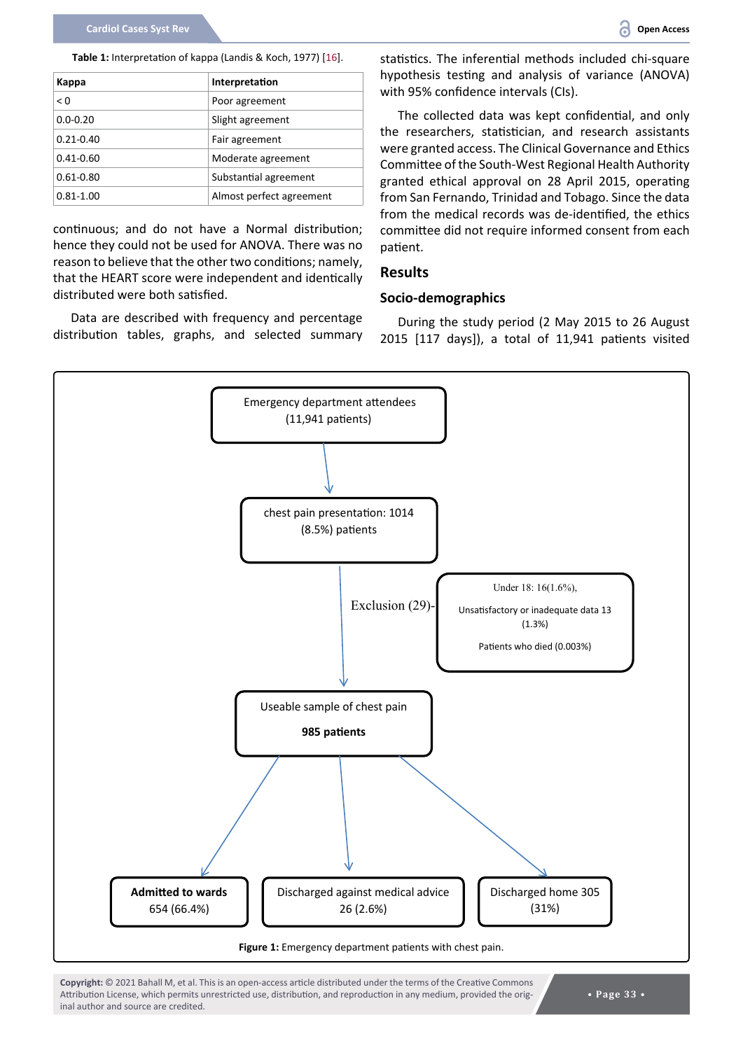**Table 1:** Interpretation of kappa (Landis & Koch, 1977) [16].

| Kappa | Interpretation |
|---|---|
| < 0 | Poor agreement |
| 0.0-0.20 | Slight agreement |
| 0.21-0.40 | Fair agreement |
| 0.41-0.60 | Moderate agreement |
| 0.61-0.80 | Substantial agreement |
| 0.81-1.00 | Almost perfect agreement |

continuous; and do not have a Normal distribution; hence they could not be used for ANOVA. There was no reason to believe that the other two conditions; namely, that the HEART score were independent and identically distributed were both satisfied.

Data are described with frequency and percentage distribution tables, graphs, and selected summary statistics. The inferential methods included chi-square hypothesis testing and analysis of variance (ANOVA) with 95% confidence intervals (CIs).

The collected data was kept confidential, and only the researchers, statistician, and research assistants were granted access. The Clinical Governance and Ethics Committee of the South-West Regional Health Authority granted ethical approval on 28 April 2015, operating from San Fernando, Trinidad and Tobago. Since the data from the medical records was de-identified, the ethics committee did not require informed consent from each patient.

## Results

### Socio-demographics

During the study period (2 May 2015 to 26 August 2015 [117 days]), a total of 11,941 patients visited

Emergency department attendees (11,941 patients)
→ chest pain presentation: 1014 (8.5%) patients
→ Exclusion (29)- Under 18: 16(1.6%), Unsatisfactory or inadequate data 13 (1.3%), Patients who died (0.003%)
→ Useable sample of chest pain **985 patients**
→ **Admitted to wards** 654 (66.4%); Discharged against medical advice 26 (2.6%); Discharged home 305 (31%)

**Figure 1:** Emergency department patients with chest pain.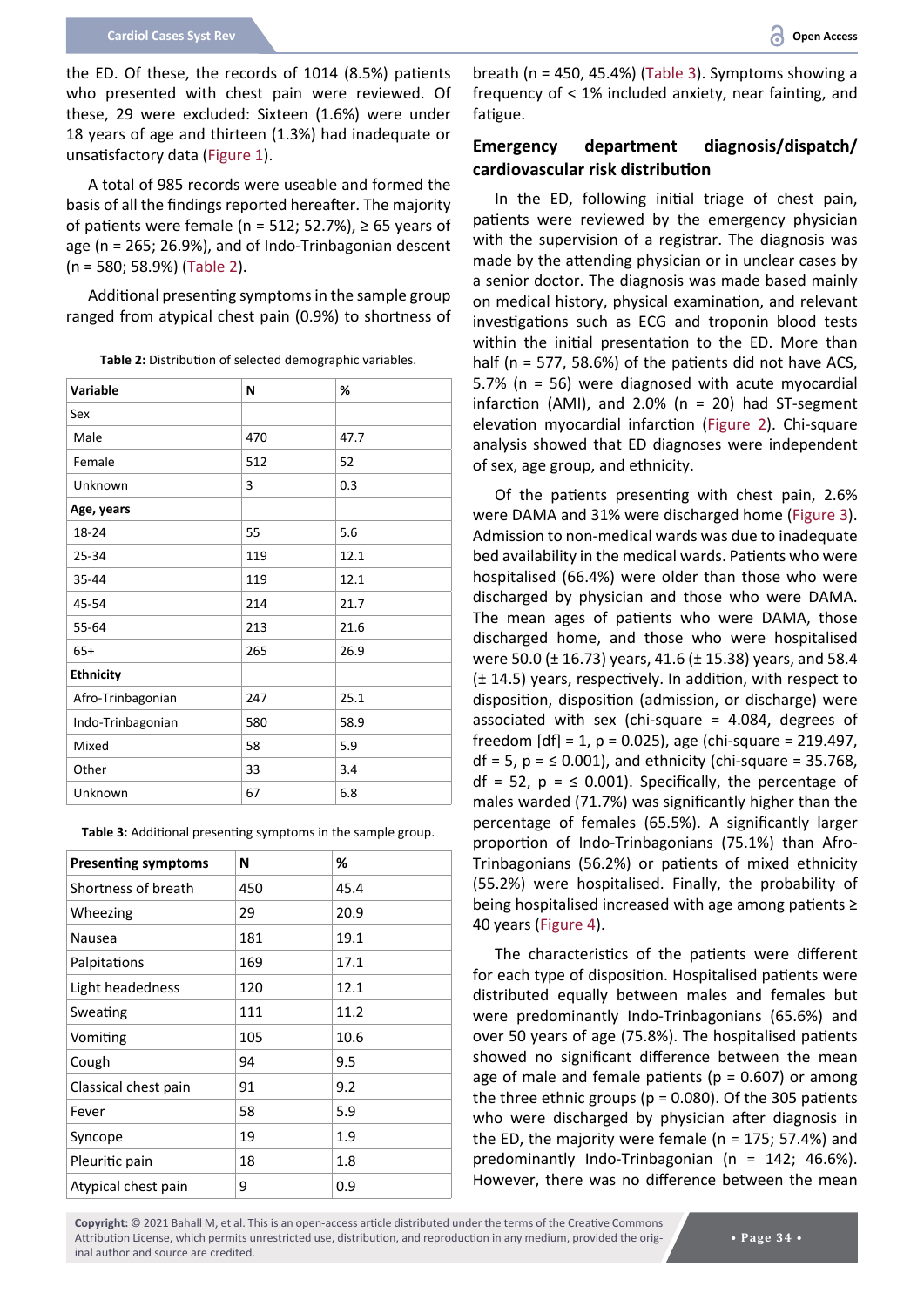the ED. Of these, the records of 1014 (8.5%) patients who presented with chest pain were reviewed. Of these, 29 were excluded: Sixteen (1.6%) were under 18 years of age and thirteen (1.3%) had inadequate or unsatisfactory data (Figure 1).

A total of 985 records were useable and formed the basis of all the findings reported hereafter. The majority of patients were female (n = 512; 52.7%), ≥ 65 years of age (n = 265; 26.9%), and of Indo-Trinbagonian descent (n = 580; 58.9%) (Table 2).

Additional presenting symptoms in the sample group ranged from atypical chest pain (0.9%) to shortness of breath (n = 450, 45.4%) (Table 3). Symptoms showing a frequency of < 1% included anxiety, near fainting, and fatigue.

**Table 2:** Distribution of selected demographic variables.

| Variable | N | % |
|---|---|---|
| Sex | | |
| Male | 470 | 47.7 |
| Female | 512 | 52 |
| Unknown | 3 | 0.3 |
| **Age, years** | | |
| 18-24 | 55 | 5.6 |
| 25-34 | 119 | 12.1 |
| 35-44 | 119 | 12.1 |
| 45-54 | 214 | 21.7 |
| 55-64 | 213 | 21.6 |
| 65+ | 265 | 26.9 |
| **Ethnicity** | | |
| Afro-Trinbagonian | 247 | 25.1 |
| Indo-Trinbagonian | 580 | 58.9 |
| Mixed | 58 | 5.9 |
| Other | 33 | 3.4 |
| Unknown | 67 | 6.8 |

**Table 3:** Additional presenting symptoms in the sample group.

| Presenting symptoms | N | % |
|---|---|---|
| Shortness of breath | 450 | 45.4 |
| Wheezing | 29 | 20.9 |
| Nausea | 181 | 19.1 |
| Palpitations | 169 | 17.1 |
| Light headedness | 120 | 12.1 |
| Sweating | 111 | 11.2 |
| Vomiting | 105 | 10.6 |
| Cough | 94 | 9.5 |
| Classical chest pain | 91 | 9.2 |
| Fever | 58 | 5.9 |
| Syncope | 19 | 1.9 |
| Pleuritic pain | 18 | 1.8 |
| Atypical chest pain | 9 | 0.9 |

## Emergency department diagnosis/dispatch/cardiovascular risk distribution

In the ED, following initial triage of chest pain, patients were reviewed by the emergency physician with the supervision of a registrar. The diagnosis was made by the attending physician or in unclear cases by a senior doctor. The diagnosis was made based mainly on medical history, physical examination, and relevant investigations such as ECG and troponin blood tests within the initial presentation to the ED. More than half (n = 577, 58.6%) of the patients did not have ACS, 5.7% (n = 56) were diagnosed with acute myocardial infarction (AMI), and 2.0% (n = 20) had ST-segment elevation myocardial infarction (Figure 2). Chi-square analysis showed that ED diagnoses were independent of sex, age group, and ethnicity.

Of the patients presenting with chest pain, 2.6% were DAMA and 31% were discharged home (Figure 3). Admission to non-medical wards was due to inadequate bed availability in the medical wards. Patients who were hospitalised (66.4%) were older than those who were discharged by physician and those who were DAMA. The mean ages of patients who were DAMA, those discharged home, and those who were hospitalised were 50.0 (± 16.73) years, 41.6 (± 15.38) years, and 58.4 (± 14.5) years, respectively. In addition, with respect to disposition, disposition (admission, or discharge) were associated with sex (chi-square = 4.084, degrees of freedom [df] = 1, p = 0.025), age (chi-square = 219.497, df = 5, p = ≤ 0.001), and ethnicity (chi-square = 35.768, df = 52, p = ≤ 0.001). Specifically, the percentage of males warded (71.7%) was significantly higher than the percentage of females (65.5%). A significantly larger proportion of Indo-Trinbagonians (75.1%) than Afro-Trinbagonians (56.2%) or patients of mixed ethnicity (55.2%) were hospitalised. Finally, the probability of being hospitalised increased with age among patients ≥ 40 years (Figure 4).

The characteristics of the patients were different for each type of disposition. Hospitalised patients were distributed equally between males and females but were predominantly Indo-Trinbagonians (65.6%) and over 50 years of age (75.8%). The hospitalised patients showed no significant difference between the mean age of male and female patients (p = 0.607) or among the three ethnic groups (p = 0.080). Of the 305 patients who were discharged by physician after diagnosis in the ED, the majority were female (n = 175; 57.4%) and predominantly Indo-Trinbagonian (n = 142; 46.6%). However, there was no difference between the mean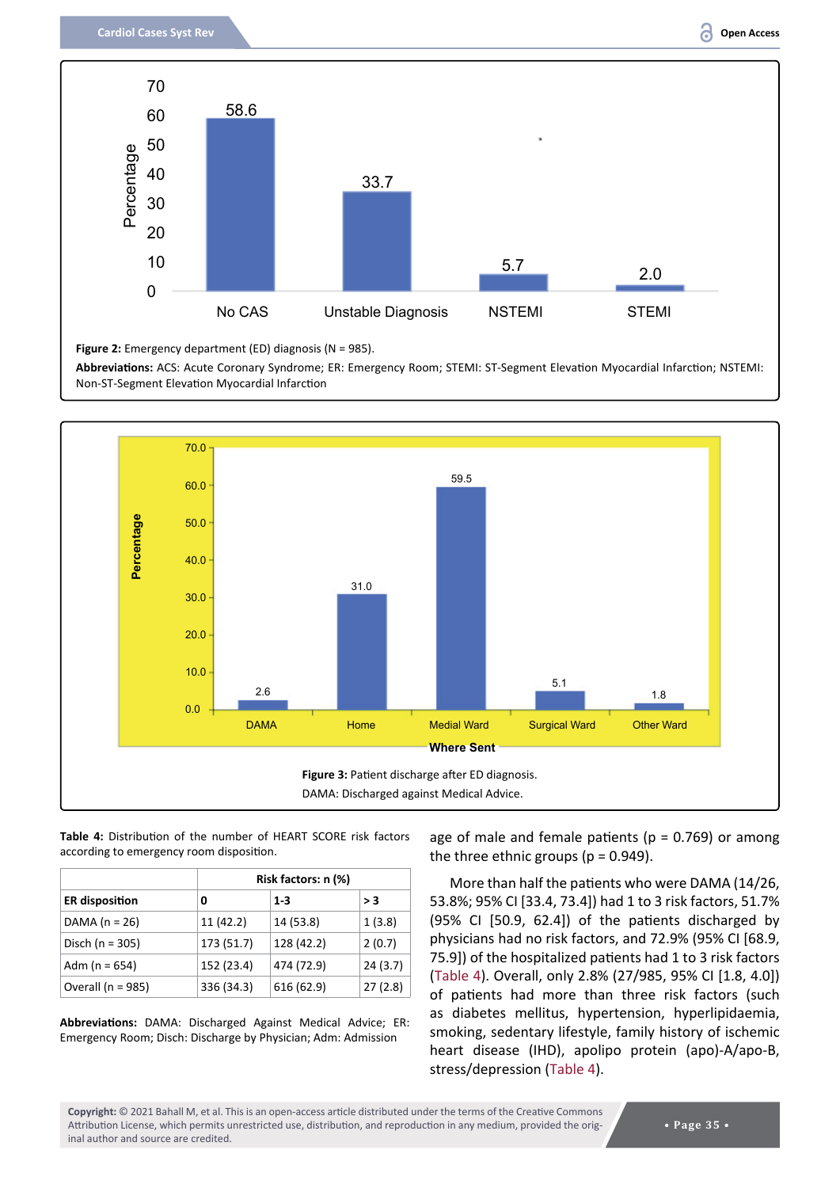Figure 2: Emergency department (ED) diagnosis (N = 985).

**Abbreviations:** ACS: Acute Coronary Syndrome; ER: Emergency Room; STEMI: ST-Segment Elevation Myocardial Infarction; NSTEMI: Non-ST-Segment Elevation Myocardial Infarction

**Figure 3:** Patient discharge after ED diagnosis.

DAMA: Discharged against Medical Advice.

**Table 4:** Distribution of the number of HEART SCORE risk factors according to emergency room disposition.

| | Risk factors: n (%) | | |
|---|---|---|---|
| **ER disposition** | **0** | **1-3** | **> 3** |
| DAMA (n = 26) | 11 (42.2) | 14 (53.8) | 1 (3.8) |
| Disch (n = 305) | 173 (51.7) | 128 (42.2) | 2 (0.7) |
| Adm (n = 654) | 152 (23.4) | 474 (72.9) | 24 (3.7) |
| Overall (n = 985) | 336 (34.3) | 616 (62.9) | 27 (2.8) |

**Abbreviations:** DAMA: Discharged Against Medical Advice; ER: Emergency Room; Disch: Discharge by Physician; Adm: Admission

age of male and female patients (p = 0.769) or among the three ethnic groups (p = 0.949).

More than half the patients who were DAMA (14/26, 53.8%; 95% CI [33.4, 73.4]) had 1 to 3 risk factors, 51.7% (95% CI [50.9, 62.4]) of the patients discharged by physicians had no risk factors, and 72.9% (95% CI [68.9, 75.9]) of the hospitalized patients had 1 to 3 risk factors (Table 4). Overall, only 2.8% (27/985, 95% CI [1.8, 4.0]) of patients had more than three risk factors (such as diabetes mellitus, hypertension, hyperlipidaemia, smoking, sedentary lifestyle, family history of ischemic heart disease (IHD), apolipo protein (apo)-A/apo-B, stress/depression (Table 4).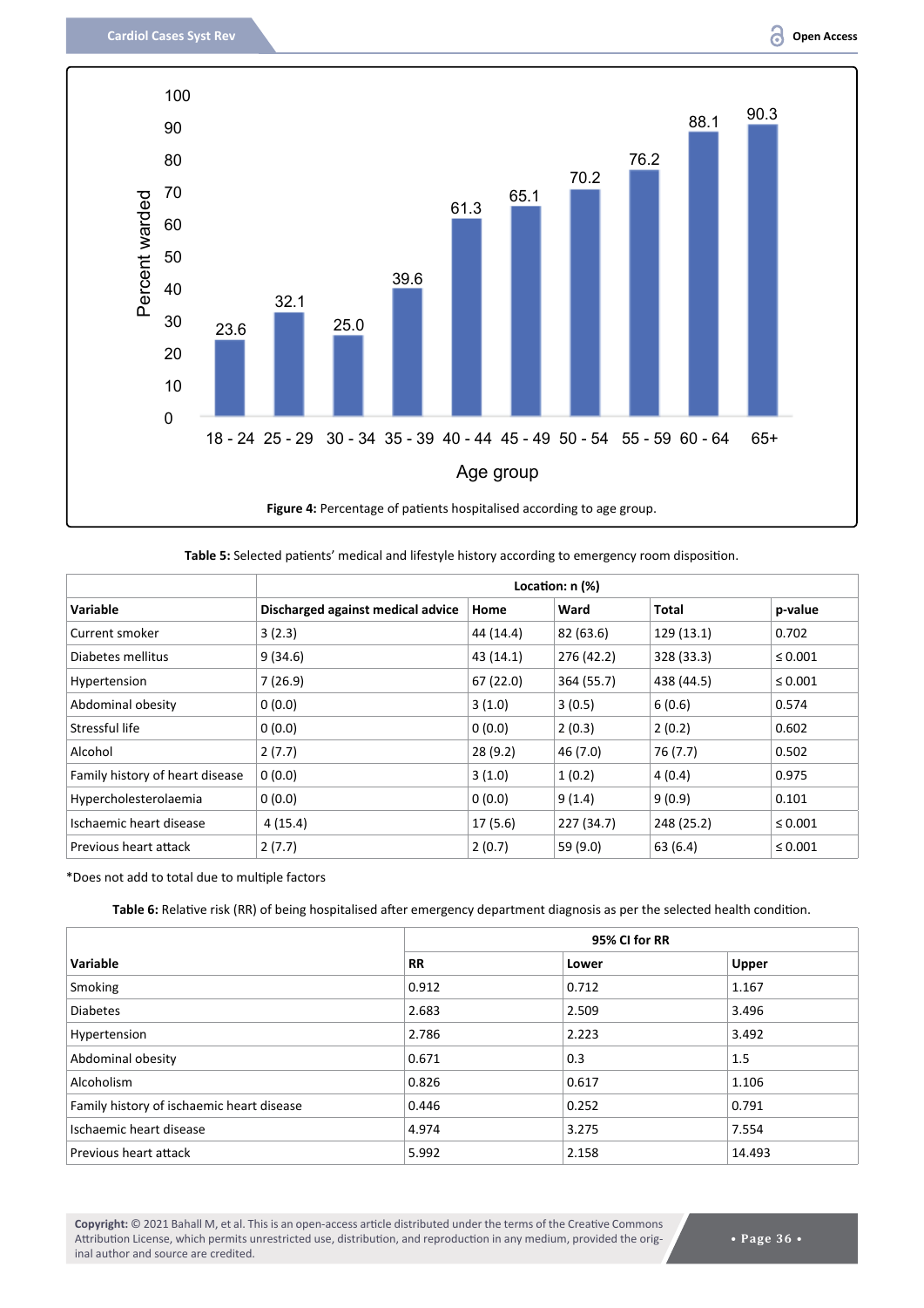Figure 4: Percentage of patients hospitalised according to age group.

**Table 5:** Selected patients' medical and lifestyle history according to emergency room disposition.

| | Location: n (%) | | | | |
|---|---|---|---|---|---|
| **Variable** | **Discharged against medical advice** | **Home** | **Ward** | **Total** | **p-value** |
| Current smoker | 3 (2.3) | 44 (14.4) | 82 (63.6) | 129 (13.1) | 0.702 |
| Diabetes mellitus | 9 (34.6) | 43 (14.1) | 276 (42.2) | 328 (33.3) | ≤ 0.001 |
| Hypertension | 7 (26.9) | 67 (22.0) | 364 (55.7) | 438 (44.5) | ≤ 0.001 |
| Abdominal obesity | 0 (0.0) | 3 (1.0) | 3 (0.5) | 6 (0.6) | 0.574 |
| Stressful life | 0 (0.0) | 0 (0.0) | 2 (0.3) | 2 (0.2) | 0.602 |
| Alcohol | 2 (7.7) | 28 (9.2) | 46 (7.0) | 76 (7.7) | 0.502 |
| Family history of heart disease | 0 (0.0) | 3 (1.0) | 1 (0.2) | 4 (0.4) | 0.975 |
| Hypercholesterolaemia | 0 (0.0) | 0 (0.0) | 9 (1.4) | 9 (0.9) | 0.101 |
| Ischaemic heart disease | 4 (15.4) | 17 (5.6) | 227 (34.7) | 248 (25.2) | ≤ 0.001 |
| Previous heart attack | 2 (7.7) | 2 (0.7) | 59 (9.0) | 63 (6.4) | ≤ 0.001 |

*Does not add to total due to multiple factors

**Table 6:** Relative risk (RR) of being hospitalised after emergency department diagnosis as per the selected health condition.

| | | 95% CI for RR | |
|---|---|---|---|
| **Variable** | **RR** | **Lower** | **Upper** |
| Smoking | 0.912 | 0.712 | 1.167 |
| Diabetes | 2.683 | 2.509 | 3.496 |
| Hypertension | 2.786 | 2.223 | 3.492 |
| Abdominal obesity | 0.671 | 0.3 | 1.5 |
| Alcoholism | 0.826 | 0.617 | 1.106 |
| Family history of ischaemic heart disease | 0.446 | 0.252 | 0.791 |
| Ischaemic heart disease | 4.974 | 3.275 | 7.554 |
| Previous heart attack | 5.992 | 2.158 | 14.493 |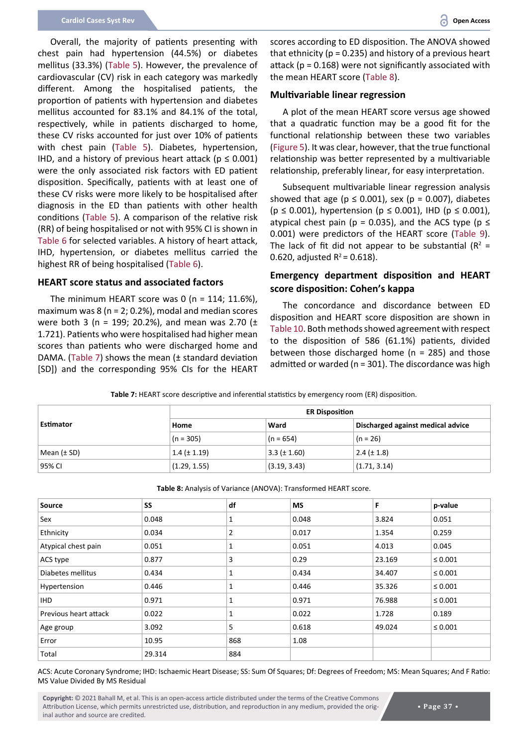Overall, the majority of patients presenting with chest pain had hypertension (44.5%) or diabetes mellitus (33.3%) (Table 5). However, the prevalence of cardiovascular (CV) risk in each category was markedly different. Among the hospitalised patients, the proportion of patients with hypertension and diabetes mellitus accounted for 83.1% and 84.1% of the total, respectively, while in patients discharged to home, these CV risks accounted for just over 10% of patients with chest pain (Table 5). Diabetes, hypertension, IHD, and a history of previous heart attack ($p \leq 0.001$) were the only associated risk factors with ED patient disposition. Specifically, patients with at least one of these CV risks were more likely to be hospitalised after diagnosis in the ED than patients with other health conditions (Table 5). A comparison of the relative risk (RR) of being hospitalised or not with 95% CI is shown in Table 6 for selected variables. A history of heart attack, IHD, hypertension, or diabetes mellitus carried the highest RR of being hospitalised (Table 6).

### HEART score status and associated factors

The minimum HEART score was 0 (n = 114; 11.6%), maximum was 8 (n = 2; 0.2%), modal and median scores were both 3 (n = 199; 20.2%), and mean was 2.70 (± 1.721). Patients who were hospitalised had higher mean scores than patients who were discharged home and DAMA. (Table 7) shows the mean (± standard deviation [SD]) and the corresponding 95% CIs for the HEART scores according to ED disposition. The ANOVA showed that ethnicity ($p = 0.235$) and history of a previous heart attack ($p = 0.168$) were not significantly associated with the mean HEART score (Table 8).

### Multivariable linear regression

A plot of the mean HEART score versus age showed that a quadratic function may be a good fit for the functional relationship between these two variables (Figure 5). It was clear, however, that the true functional relationship was better represented by a multivariable relationship, preferably linear, for easy interpretation.

Subsequent multivariable linear regression analysis showed that age ($p \leq 0.001$), sex ($p = 0.007$), diabetes ($p \leq 0.001$), hypertension ($p \leq 0.001$), IHD ($p \leq 0.001$), atypical chest pain ($p = 0.035$), and the ACS type ($p \leq 0.001$) were predictors of the HEART score (Table 9). The lack of fit did not appear to be substantial ($R^2 = 0.620$, adjusted $R^2 = 0.618$).

### Emergency department disposition and HEART score disposition: Cohen's kappa

The concordance and discordance between ED disposition and HEART score disposition are shown in Table 10. Both methods showed agreement with respect to the disposition of 586 (61.1%) patients, divided between those discharged home (n = 285) and those admitted or warded (n = 301). The discordance was high

**Table 7:** HEART score descriptive and inferential statistics by emergency room (ER) disposition.

| Estimator | ER Disposition | | |
|---|---|---|---|
| | Home | Ward | Discharged against medical advice |
| | (n = 305) | (n = 654) | (n = 26) |
| Mean (± SD) | 1.4 (± 1.19) | 3.3 (± 1.60) | 2.4 (± 1.8) |
| 95% CI | (1.29, 1.55) | (3.19, 3.43) | (1.71, 3.14) |

**Table 8:** Analysis of Variance (ANOVA): Transformed HEART score.

| Source | SS | df | MS | F | p-value |
|---|---|---|---|---|---|
| Sex | 0.048 | 1 | 0.048 | 3.824 | 0.051 |
| Ethnicity | 0.034 | 2 | 0.017 | 1.354 | 0.259 |
| Atypical chest pain | 0.051 | 1 | 0.051 | 4.013 | 0.045 |
| ACS type | 0.877 | 3 | 0.29 | 23.169 | ≤ 0.001 |
| Diabetes mellitus | 0.434 | 1 | 0.434 | 34.407 | ≤ 0.001 |
| Hypertension | 0.446 | 1 | 0.446 | 35.326 | ≤ 0.001 |
| IHD | 0.971 | 1 | 0.971 | 76.988 | ≤ 0.001 |
| Previous heart attack | 0.022 | 1 | 0.022 | 1.728 | 0.189 |
| Age group | 3.092 | 5 | 0.618 | 49.024 | ≤ 0.001 |
| Error | 10.95 | 868 | 1.08 | | |
| Total | 29.314 | 884 | | | |

ACS: Acute Coronary Syndrome; IHD: Ischaemic Heart Disease; SS: Sum Of Squares; Df: Degrees of Freedom; MS: Mean Squares; And F Ratio: MS Value Divided By MS Residual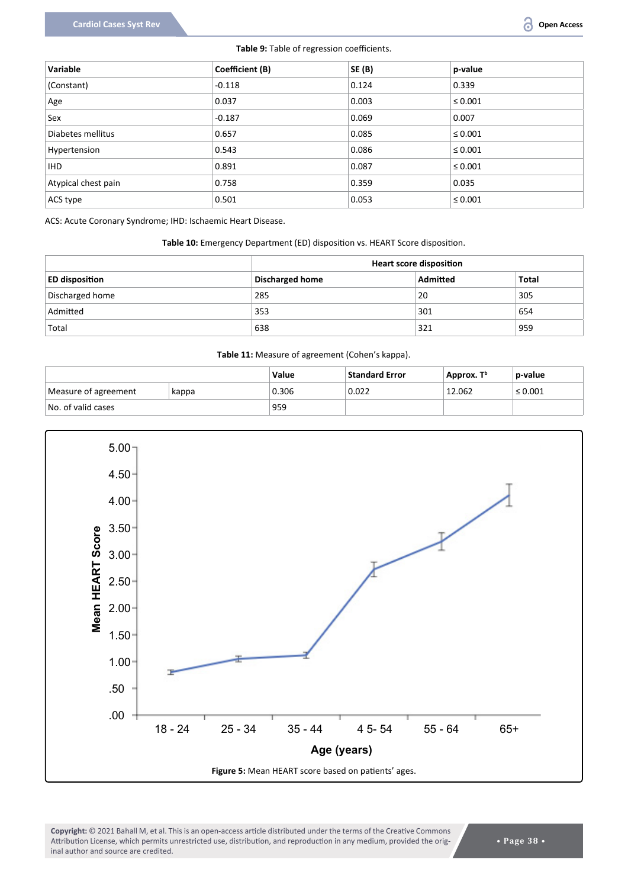**Table 9:** Table of regression coefficients.

| Variable | Coefficient (B) | SE (B) | p-value |
|---|---|---|---|
| (Constant) | -0.118 | 0.124 | 0.339 |
| Age | 0.037 | 0.003 | ≤ 0.001 |
| Sex | -0.187 | 0.069 | 0.007 |
| Diabetes mellitus | 0.657 | 0.085 | ≤ 0.001 |
| Hypertension | 0.543 | 0.086 | ≤ 0.001 |
| IHD | 0.891 | 0.087 | ≤ 0.001 |
| Atypical chest pain | 0.758 | 0.359 | 0.035 |
| ACS type | 0.501 | 0.053 | ≤ 0.001 |

ACS: Acute Coronary Syndrome; IHD: Ischaemic Heart Disease.

**Table 10:** Emergency Department (ED) disposition vs. HEART Score disposition.

| | Heart score disposition | | |
|---|---|---|---|
| **ED disposition** | **Discharged home** | **Admitted** | **Total** |
| Discharged home | 285 | 20 | 305 |
| Admitted | 353 | 301 | 654 |
| Total | 638 | 321 | 959 |

**Table 11:** Measure of agreement (Cohen's kappa).

| | | Value | Standard Error | Approx. T[b] | p-value |
|---|---|---|---|---|---|
| Measure of agreement | kappa | 0.306 | 0.022 | 12.062 | ≤ 0.001 |
| No. of valid cases | | 959 | | | |

**Figure 5:** Mean HEART score based on patients' ages.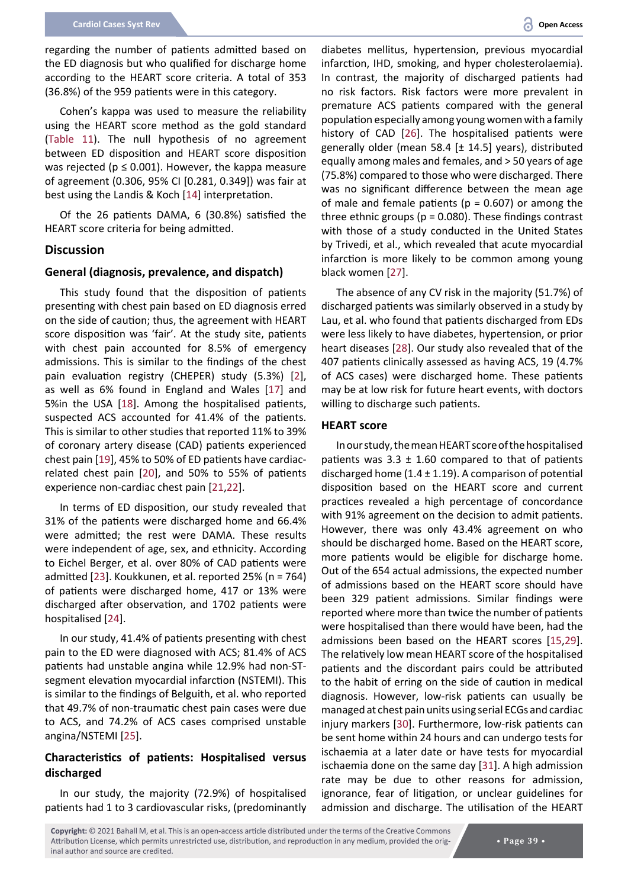regarding the number of patients admitted based on the ED diagnosis but who qualified for discharge home according to the HEART score criteria. A total of 353 (36.8%) of the 959 patients were in this category.

Cohen's kappa was used to measure the reliability using the HEART score method as the gold standard (Table 11). The null hypothesis of no agreement between ED disposition and HEART score disposition was rejected ($p \leq 0.001$). However, the kappa measure of agreement (0.306, 95% CI [0.281, 0.349]) was fair at best using the Landis & Koch [14] interpretation.

Of the 26 patients DAMA, 6 (30.8%) satisfied the HEART score criteria for being admitted.

## Discussion

### General (diagnosis, prevalence, and dispatch)

This study found that the disposition of patients presenting with chest pain based on ED diagnosis erred on the side of caution; thus, the agreement with HEART score disposition was 'fair'. At the study site, patients with chest pain accounted for 8.5% of emergency admissions. This is similar to the findings of the chest pain evaluation registry (CHEPER) study (5.3%) [2], as well as 6% found in England and Wales [17] and 5%in the USA [18]. Among the hospitalised patients, suspected ACS accounted for 41.4% of the patients. This is similar to other studies that reported 11% to 39% of coronary artery disease (CAD) patients experienced chest pain [19], 45% to 50% of ED patients have cardiac-related chest pain [20], and 50% to 55% of patients experience non-cardiac chest pain [21,22].

In terms of ED disposition, our study revealed that 31% of the patients were discharged home and 66.4% were admitted; the rest were DAMA. These results were independent of age, sex, and ethnicity. According to Eichel Berger, et al. over 80% of CAD patients were admitted [23]. Koukkunen, et al. reported 25% (n = 764) of patients were discharged home, 417 or 13% were discharged after observation, and 1702 patients were hospitalised [24].

In our study, 41.4% of patients presenting with chest pain to the ED were diagnosed with ACS; 81.4% of ACS patients had unstable angina while 12.9% had non-ST-segment elevation myocardial infarction (NSTEMI). This is similar to the findings of Belguith, et al. who reported that 49.7% of non-traumatic chest pain cases were due to ACS, and 74.2% of ACS cases comprised unstable angina/NSTEMI [25].

### Characteristics of patients: Hospitalised versus discharged

In our study, the majority (72.9%) of hospitalised patients had 1 to 3 cardiovascular risks, (predominantly diabetes mellitus, hypertension, previous myocardial infarction, IHD, smoking, and hyper cholesterolaemia). In contrast, the majority of discharged patients had no risk factors. Risk factors were more prevalent in premature ACS patients compared with the general population especially among young women with a family history of CAD [26]. The hospitalised patients were generally older (mean 58.4 [± 14.5] years), distributed equally among males and females, and > 50 years of age (75.8%) compared to those who were discharged. There was no significant difference between the mean age of male and female patients ($p = 0.607$) or among the three ethnic groups ($p = 0.080$). These findings contrast with those of a study conducted in the United States by Trivedi, et al., which revealed that acute myocardial infarction is more likely to be common among young black women [27].

The absence of any CV risk in the majority (51.7%) of discharged patients was similarly observed in a study by Lau, et al. who found that patients discharged from EDs were less likely to have diabetes, hypertension, or prior heart diseases [28]. Our study also revealed that of the 407 patients clinically assessed as having ACS, 19 (4.7% of ACS cases) were discharged home. These patients may be at low risk for future heart events, with doctors willing to discharge such patients.

### HEART score

In our study, the mean HEART score of the hospitalised patients was 3.3 ± 1.60 compared to that of patients discharged home (1.4 ± 1.19). A comparison of potential disposition based on the HEART score and current practices revealed a high percentage of concordance with 91% agreement on the decision to admit patients. However, there was only 43.4% agreement on who should be discharged home. Based on the HEART score, more patients would be eligible for discharge home. Out of the 654 actual admissions, the expected number of admissions based on the HEART score should have been 329 patient admissions. Similar findings were reported where more than twice the number of patients were hospitalised than there would have been, had the admissions been based on the HEART scores [15,29]. The relatively low mean HEART score of the hospitalised patients and the discordant pairs could be attributed to the habit of erring on the side of caution in medical diagnosis. However, low-risk patients can usually be managed at chest pain units using serial ECGs and cardiac injury markers [30]. Furthermore, low-risk patients can be sent home within 24 hours and can undergo tests for ischaemia at a later date or have tests for myocardial ischaemia done on the same day [31]. A high admission rate may be due to other reasons for admission, ignorance, fear of litigation, or unclear guidelines for admission and discharge. The utilisation of the HEART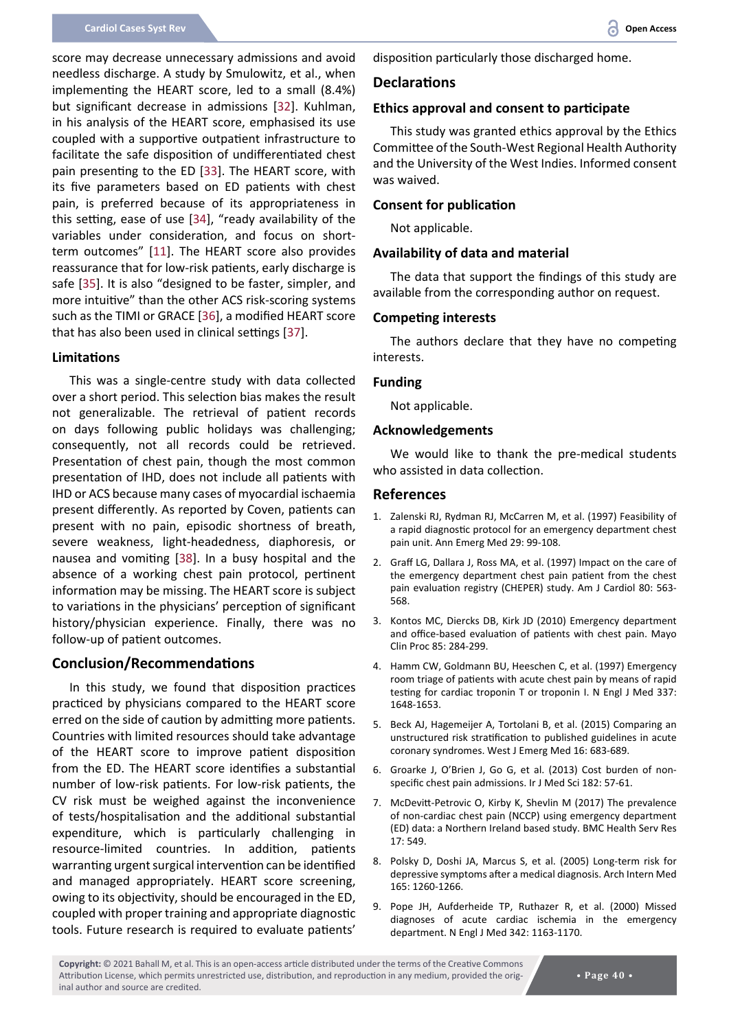score may decrease unnecessary admissions and avoid needless discharge. A study by Smulowitz, et al., when implementing the HEART score, led to a small (8.4%) but significant decrease in admissions [32]. Kuhlman, in his analysis of the HEART score, emphasised its use coupled with a supportive outpatient infrastructure to facilitate the safe disposition of undifferentiated chest pain presenting to the ED [33]. The HEART score, with its five parameters based on ED patients with chest pain, is preferred because of its appropriateness in this setting, ease of use [34], "ready availability of the variables under consideration, and focus on short-term outcomes" [11]. The HEART score also provides reassurance that for low-risk patients, early discharge is safe [35]. It is also "designed to be faster, simpler, and more intuitive" than the other ACS risk-scoring systems such as the TIMI or GRACE [36], a modified HEART score that has also been used in clinical settings [37].

### Limitations

This was a single-centre study with data collected over a short period. This selection bias makes the result not generalizable. The retrieval of patient records on days following public holidays was challenging; consequently, not all records could be retrieved. Presentation of chest pain, though the most common presentation of IHD, does not include all patients with IHD or ACS because many cases of myocardial ischaemia present differently. As reported by Coven, patients can present with no pain, episodic shortness of breath, severe weakness, light-headedness, diaphoresis, or nausea and vomiting [38]. In a busy hospital and the absence of a working chest pain protocol, pertinent information may be missing. The HEART score is subject to variations in the physicians' perception of significant history/physician experience. Finally, there was no follow-up of patient outcomes.

## Conclusion/Recommendations

In this study, we found that disposition practices practiced by physicians compared to the HEART score erred on the side of caution by admitting more patients. Countries with limited resources should take advantage of the HEART score to improve patient disposition from the ED. The HEART score identifies a substantial number of low-risk patients. For low-risk patients, the CV risk must be weighed against the inconvenience of tests/hospitalisation and the additional substantial expenditure, which is particularly challenging in resource-limited countries. In addition, patients warranting urgent surgical intervention can be identified and managed appropriately. HEART score screening, owing to its objectivity, should be encouraged in the ED, coupled with proper training and appropriate diagnostic tools. Future research is required to evaluate patients' disposition particularly those discharged home.

## Declarations

### Ethics approval and consent to participate

This study was granted ethics approval by the Ethics Committee of the South-West Regional Health Authority and the University of the West Indies. Informed consent was waived.

### Consent for publication

Not applicable.

### Availability of data and material

The data that support the findings of this study are available from the corresponding author on request.

### Competing interests

The authors declare that they have no competing interests.

### Funding

Not applicable.

### Acknowledgements

We would like to thank the pre-medical students who assisted in data collection.

## References

1. Zalenski RJ, Rydman RJ, McCarren M, et al. (1997) Feasibility of a rapid diagnostic protocol for an emergency department chest pain unit. Ann Emerg Med 29: 99-108.
2. Graff LG, Dallara J, Ross MA, et al. (1997) Impact on the care of the emergency department chest pain patient from the chest pain evaluation registry (CHEPER) study. Am J Cardiol 80: 563-568.
3. Kontos MC, Diercks DB, Kirk JD (2010) Emergency department and office-based evaluation of patients with chest pain. Mayo Clin Proc 85: 284-299.
4. Hamm CW, Goldmann BU, Heeschen C, et al. (1997) Emergency room triage of patients with acute chest pain by means of rapid testing for cardiac troponin T or troponin I. N Engl J Med 337: 1648-1653.
5. Beck AJ, Hagemeijer A, Tortolani B, et al. (2015) Comparing an unstructured risk stratification to published guidelines in acute coronary syndromes. West J Emerg Med 16: 683-689.
6. Groarke J, O'Brien J, Go G, et al. (2013) Cost burden of non-specific chest pain admissions. Ir J Med Sci 182: 57-61.
7. McDevitt-Petrovic O, Kirby K, Shevlin M (2017) The prevalence of non-cardiac chest pain (NCCP) using emergency department (ED) data: a Northern Ireland based study. BMC Health Serv Res 17: 549.
8. Polsky D, Doshi JA, Marcus S, et al. (2005) Long-term risk for depressive symptoms after a medical diagnosis. Arch Intern Med 165: 1260-1266.
9. Pope JH, Aufderheide TP, Ruthazer R, et al. (2000) Missed diagnoses of acute cardiac ischemia in the emergency department. N Engl J Med 342: 1163-1170.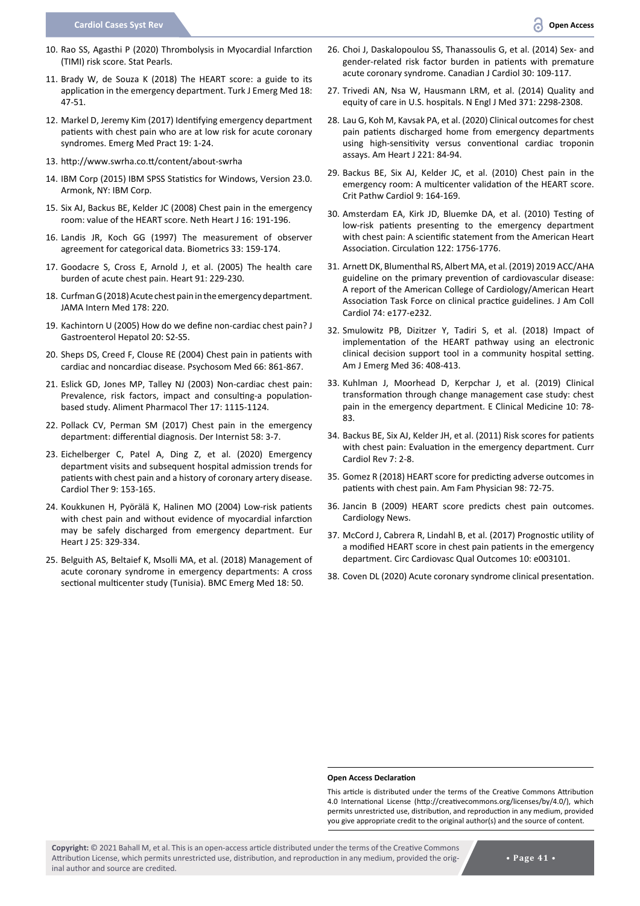10. Rao SS, Agasthi P (2020) Thrombolysis in Myocardial Infarction (TIMI) risk score. Stat Pearls.
11. Brady W, de Souza K (2018) The HEART score: a guide to its application in the emergency department. Turk J Emerg Med 18: 47-51.
12. Markel D, Jeremy Kim (2017) Identifying emergency department patients with chest pain who are at low risk for acute coronary syndromes. Emerg Med Pract 19: 1-24.
13. http://www.swrha.co.tt/content/about-swrha
14. IBM Corp (2015) IBM SPSS Statistics for Windows, Version 23.0. Armonk, NY: IBM Corp.
15. Six AJ, Backus BE, Kelder JC (2008) Chest pain in the emergency room: value of the HEART score. Neth Heart J 16: 191-196.
16. Landis JR, Koch GG (1997) The measurement of observer agreement for categorical data. Biometrics 33: 159-174.
17. Goodacre S, Cross E, Arnold J, et al. (2005) The health care burden of acute chest pain. Heart 91: 229-230.
18. Curfman G (2018) Acute chest pain in the emergency department. JAMA Intern Med 178: 220.
19. Kachintorn U (2005) How do we define non-cardiac chest pain? J Gastroenterol Hepatol 20: S2-S5.
20. Sheps DS, Creed F, Clouse RE (2004) Chest pain in patients with cardiac and noncardiac disease. Psychosom Med 66: 861-867.
21. Eslick GD, Jones MP, Talley NJ (2003) Non-cardiac chest pain: Prevalence, risk factors, impact and consulting-a population-based study. Aliment Pharmacol Ther 17: 1115-1124.
22. Pollack CV, Perman SM (2017) Chest pain in the emergency department: differential diagnosis. Der Internist 58: 3-7.
23. Eichelberger C, Patel A, Ding Z, et al. (2020) Emergency department visits and subsequent hospital admission trends for patients with chest pain and a history of coronary artery disease. Cardiol Ther 9: 153-165.
24. Koukkunen H, Pyörälä K, Halinen MO (2004) Low-risk patients with chest pain and without evidence of myocardial infarction may be safely discharged from emergency department. Eur Heart J 25: 329-334.
25. Belguith AS, Beltaief K, Msolli MA, et al. (2018) Management of acute coronary syndrome in emergency departments: A cross sectional multicenter study (Tunisia). BMC Emerg Med 18: 50.
26. Choi J, Daskalopoulou SS, Thanassoulis G, et al. (2014) Sex- and gender-related risk factor burden in patients with premature acute coronary syndrome. Canadian J Cardiol 30: 109-117.
27. Trivedi AN, Nsa W, Hausmann LRM, et al. (2014) Quality and equity of care in U.S. hospitals. N Engl J Med 371: 2298-2308.
28. Lau G, Koh M, Kavsak PA, et al. (2020) Clinical outcomes for chest pain patients discharged home from emergency departments using high-sensitivity versus conventional cardiac troponin assays. Am Heart J 221: 84-94.
29. Backus BE, Six AJ, Kelder JC, et al. (2010) Chest pain in the emergency room: A multicenter validation of the HEART score. Crit Pathw Cardiol 9: 164-169.
30. Amsterdam EA, Kirk JD, Bluemke DA, et al. (2010) Testing of low-risk patients presenting to the emergency department with chest pain: A scientific statement from the American Heart Association. Circulation 122: 1756-1776.
31. Arnett DK, Blumenthal RS, Albert MA, et al. (2019) 2019 ACC/AHA guideline on the primary prevention of cardiovascular disease: A report of the American College of Cardiology/American Heart Association Task Force on clinical practice guidelines. J Am Coll Cardiol 74: e177-e232.
32. Smulowitz PB, Dizitzer Y, Tadiri S, et al. (2018) Impact of implementation of the HEART pathway using an electronic clinical decision support tool in a community hospital setting. Am J Emerg Med 36: 408-413.
33. Kuhlman J, Moorhead D, Kerpchar J, et al. (2019) Clinical transformation through change management case study: chest pain in the emergency department. E Clinical Medicine 10: 78-83.
34. Backus BE, Six AJ, Kelder JH, et al. (2011) Risk scores for patients with chest pain: Evaluation in the emergency department. Curr Cardiol Rev 7: 2-8.
35. Gomez R (2018) HEART score for predicting adverse outcomes in patients with chest pain. Am Fam Physician 98: 72-75.
36. Jancin B (2009) HEART score predicts chest pain outcomes. Cardiology News.
37. McCord J, Cabrera R, Lindahl B, et al. (2017) Prognostic utility of a modified HEART score in chest pain patients in the emergency department. Circ Cardiovasc Qual Outcomes 10: e003101.
38. Coven DL (2020) Acute coronary syndrome clinical presentation.

**Open Access Declaration**

This article is distributed under the terms of the Creative Commons Attribution 4.0 International License (http://creativecommons.org/licenses/by/4.0/), which permits unrestricted use, distribution, and reproduction in any medium, provided you give appropriate credit to the original author(s) and the source of content.

**Copyright:** © 2021 Bahall M, et al. This is an open-access article distributed under the terms of the Creative Commons Attribution License, which permits unrestricted use, distribution, and reproduction in any medium, provided the original author and source are credited.